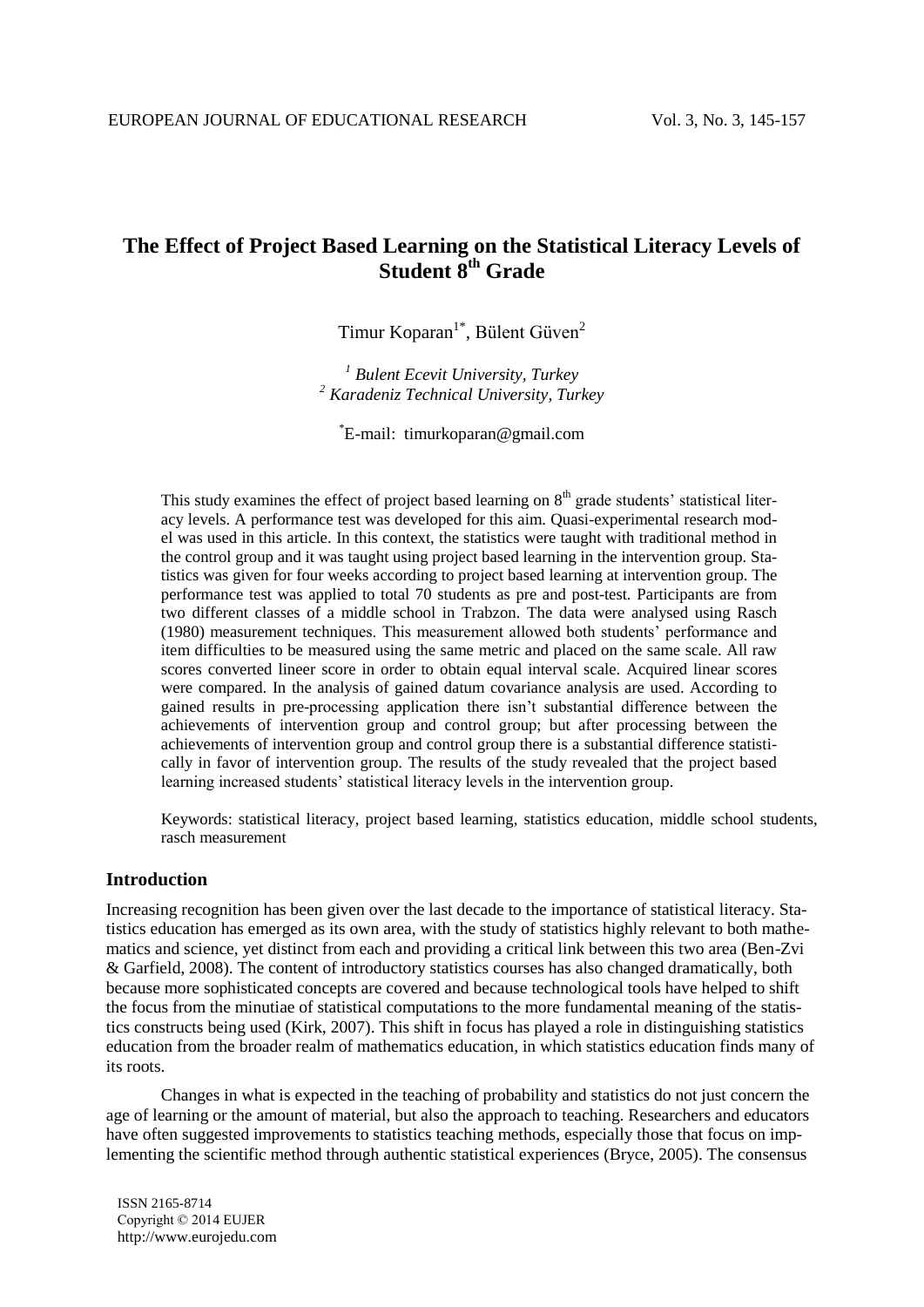# The Effect of Project Based Learning on the Statistical Literacy Levels of Student 8th Grade

Timur Koparan[1*], Bülent Güven[2]

[1] *Bulent Ecevit University, Turkey*
[2] *Karadeniz Technical University, Turkey*

[*]E-mail: timurkoparan@gmail.com

This study examines the effect of project based learning on 8th grade students' statistical literacy levels. A performance test was developed for this aim. Quasi-experimental research model was used in this article. In this context, the statistics were taught with traditional method in the control group and it was taught using project based learning in the intervention group. Statistics was given for four weeks according to project based learning at intervention group. The performance test was applied to total 70 students as pre and post-test. Participants are from two different classes of a middle school in Trabzon. The data were analysed using Rasch (1980) measurement techniques. This measurement allowed both students' performance and item difficulties to be measured using the same metric and placed on the same scale. All raw scores converted lineer score in order to obtain equal interval scale. Acquired linear scores were compared. In the analysis of gained datum covariance analysis are used. According to gained results in pre-processing application there isn't substantial difference between the achievements of intervention group and control group; but after processing between the achievements of intervention group and control group there is a substantial difference statistically in favor of intervention group. The results of the study revealed that the project based learning increased students' statistical literacy levels in the intervention group.

Keywords: statistical literacy, project based learning, statistics education, middle school students, rasch measurement

## Introduction

Increasing recognition has been given over the last decade to the importance of statistical literacy. Statistics education has emerged as its own area, with the study of statistics highly relevant to both mathematics and science, yet distinct from each and providing a critical link between this two area (Ben-Zvi & Garfield, 2008). The content of introductory statistics courses has also changed dramatically, both because more sophisticated concepts are covered and because technological tools have helped to shift the focus from the minutiae of statistical computations to the more fundamental meaning of the statistics constructs being used (Kirk, 2007). This shift in focus has played a role in distinguishing statistics education from the broader realm of mathematics education, in which statistics education finds many of its roots.

Changes in what is expected in the teaching of probability and statistics do not just concern the age of learning or the amount of material, but also the approach to teaching. Researchers and educators have often suggested improvements to statistics teaching methods, especially those that focus on implementing the scientific method through authentic statistical experiences (Bryce, 2005). The consensus

ISSN 2165-8714
Copyright © 2014 EUJER
http://www.eurojedu.com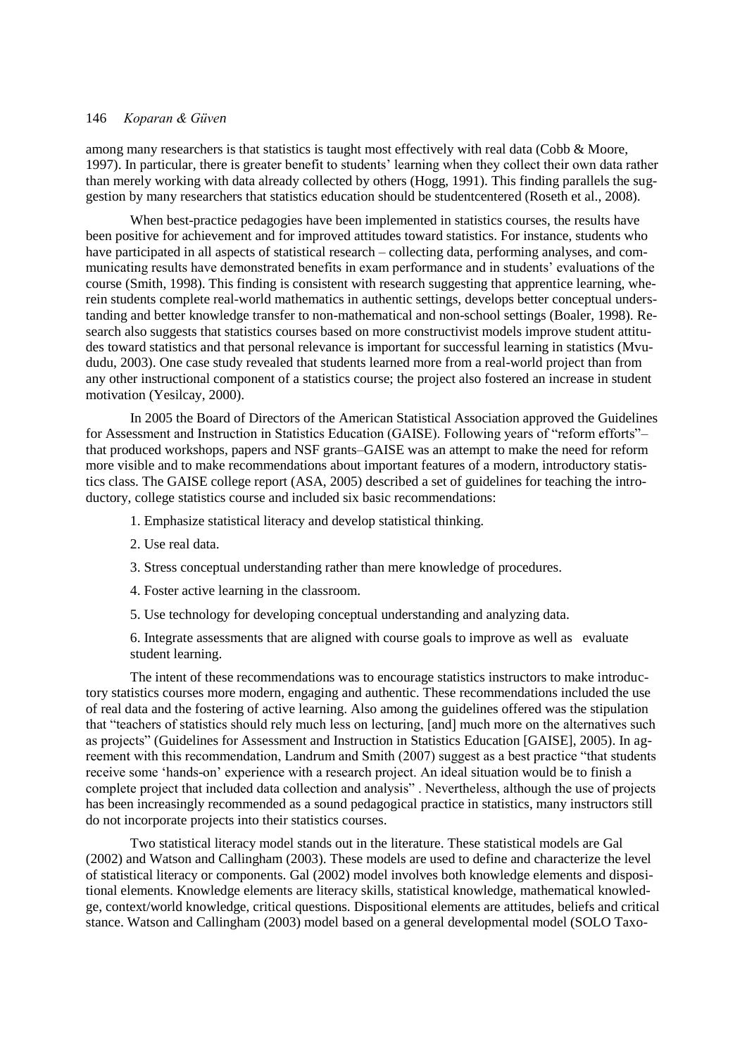among many researchers is that statistics is taught most effectively with real data (Cobb & Moore, 1997). In particular, there is greater benefit to students' learning when they collect their own data rather than merely working with data already collected by others (Hogg, 1991). This finding parallels the suggestion by many researchers that statistics education should be studentcentered (Roseth et al., 2008).

When best-practice pedagogies have been implemented in statistics courses, the results have been positive for achievement and for improved attitudes toward statistics. For instance, students who have participated in all aspects of statistical research – collecting data, performing analyses, and communicating results have demonstrated benefits in exam performance and in students' evaluations of the course (Smith, 1998). This finding is consistent with research suggesting that apprentice learning, wherein students complete real-world mathematics in authentic settings, develops better conceptual understanding and better knowledge transfer to non-mathematical and non-school settings (Boaler, 1998). Research also suggests that statistics courses based on more constructivist models improve student attitudes toward statistics and that personal relevance is important for successful learning in statistics (Mvududu, 2003). One case study revealed that students learned more from a real-world project than from any other instructional component of a statistics course; the project also fostered an increase in student motivation (Yesilcay, 2000).

In 2005 the Board of Directors of the American Statistical Association approved the Guidelines for Assessment and Instruction in Statistics Education (GAISE). Following years of "reform efforts"– that produced workshops, papers and NSF grants–GAISE was an attempt to make the need for reform more visible and to make recommendations about important features of a modern, introductory statistics class. The GAISE college report (ASA, 2005) described a set of guidelines for teaching the introductory, college statistics course and included six basic recommendations:

1. Emphasize statistical literacy and develop statistical thinking.

2. Use real data.

3. Stress conceptual understanding rather than mere knowledge of procedures.

4. Foster active learning in the classroom.

5. Use technology for developing conceptual understanding and analyzing data.

6. Integrate assessments that are aligned with course goals to improve as well as evaluate student learning.

The intent of these recommendations was to encourage statistics instructors to make introductory statistics courses more modern, engaging and authentic. These recommendations included the use of real data and the fostering of active learning. Also among the guidelines offered was the stipulation that "teachers of statistics should rely much less on lecturing, [and] much more on the alternatives such as projects" (Guidelines for Assessment and Instruction in Statistics Education [GAISE], 2005). In agreement with this recommendation, Landrum and Smith (2007) suggest as a best practice "that students receive some 'hands-on' experience with a research project. An ideal situation would be to finish a complete project that included data collection and analysis" . Nevertheless, although the use of projects has been increasingly recommended as a sound pedagogical practice in statistics, many instructors still do not incorporate projects into their statistics courses.

Two statistical literacy model stands out in the literature. These statistical models are Gal (2002) and Watson and Callingham (2003). These models are used to define and characterize the level of statistical literacy or components. Gal (2002) model involves both knowledge elements and dispositional elements. Knowledge elements are literacy skills, statistical knowledge, mathematical knowledge, context/world knowledge, critical questions. Dispositional elements are attitudes, beliefs and critical stance. Watson and Callingham (2003) model based on a general developmental model (SOLO Taxo-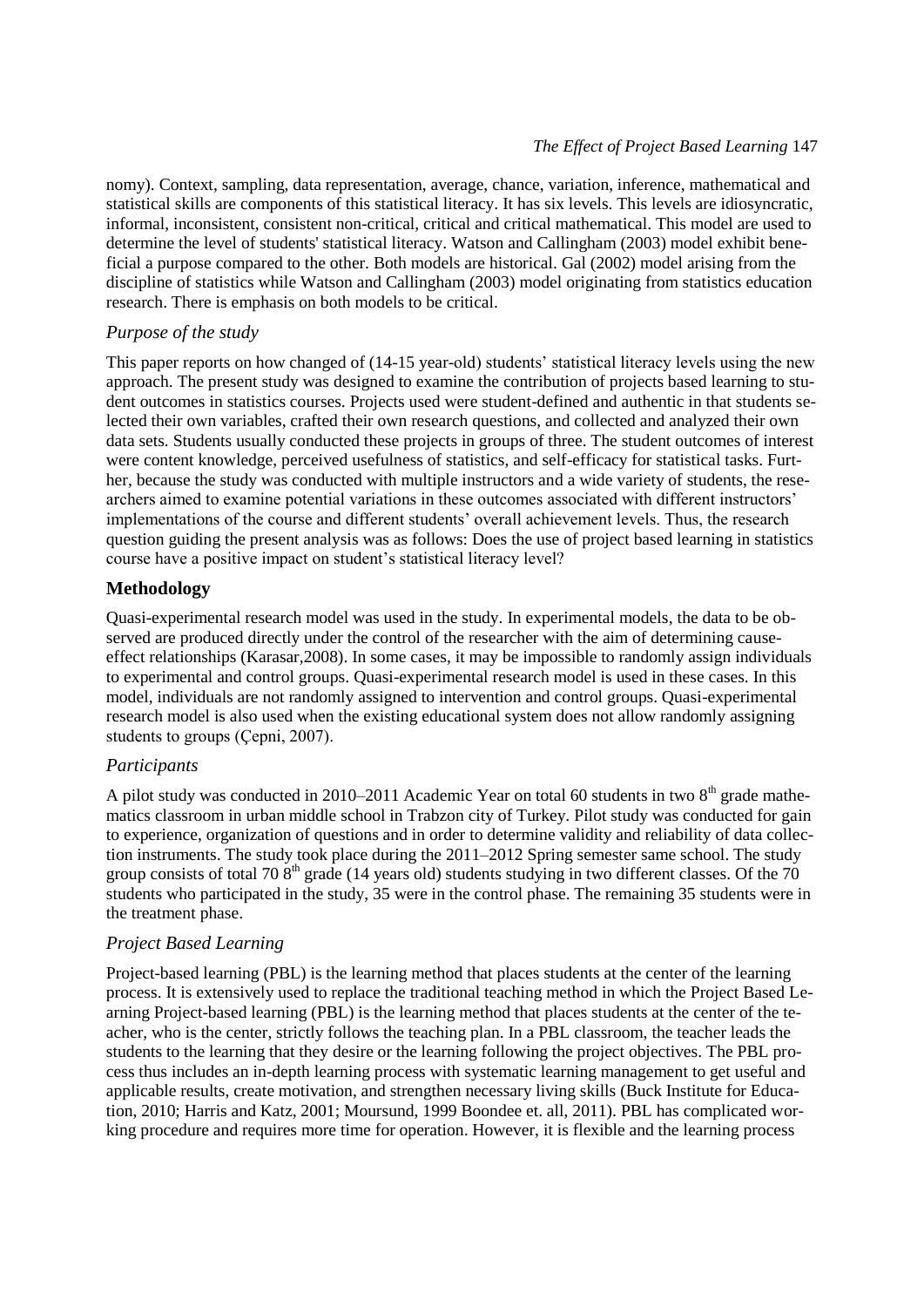nomy). Context, sampling, data representation, average, chance, variation, inference, mathematical and statistical skills are components of this statistical literacy. It has six levels. This levels are idiosyncratic, informal, inconsistent, consistent non-critical, critical and critical mathematical. This model are used to determine the level of students' statistical literacy. Watson and Callingham (2003) model exhibit beneficial a purpose compared to the other. Both models are historical. Gal (2002) model arising from the discipline of statistics while Watson and Callingham (2003) model originating from statistics education research. There is emphasis on both models to be critical.

### *Purpose of the study*

This paper reports on how changed of (14-15 year-old) students' statistical literacy levels using the new approach. The present study was designed to examine the contribution of projects based learning to student outcomes in statistics courses. Projects used were student-defined and authentic in that students selected their own variables, crafted their own research questions, and collected and analyzed their own data sets. Students usually conducted these projects in groups of three. The student outcomes of interest were content knowledge, perceived usefulness of statistics, and self-efficacy for statistical tasks. Further, because the study was conducted with multiple instructors and a wide variety of students, the researchers aimed to examine potential variations in these outcomes associated with different instructors' implementations of the course and different students' overall achievement levels. Thus, the research question guiding the present analysis was as follows: Does the use of project based learning in statistics course have a positive impact on student's statistical literacy level?

## **Methodology**

Quasi-experimental research model was used in the study. In experimental models, the data to be observed are produced directly under the control of the researcher with the aim of determining cause-effect relationships (Karasar,2008). In some cases, it may be impossible to randomly assign individuals to experimental and control groups. Quasi-experimental research model is used in these cases. In this model, individuals are not randomly assigned to intervention and control groups. Quasi-experimental research model is also used when the existing educational system does not allow randomly assigning students to groups (Çepni, 2007).

### *Participants*

A pilot study was conducted in 2010–2011 Academic Year on total 60 students in two 8th grade mathematics classroom in urban middle school in Trabzon city of Turkey. Pilot study was conducted for gain to experience, organization of questions and in order to determine validity and reliability of data collection instruments. The study took place during the 2011–2012 Spring semester same school. The study group consists of total 70 8th grade (14 years old) students studying in two different classes. Of the 70 students who participated in the study, 35 were in the control phase. The remaining 35 students were in the treatment phase.

### *Project Based Learning*

Project-based learning (PBL) is the learning method that places students at the center of the learning process. It is extensively used to replace the traditional teaching method in which the Project Based Learning Project-based learning (PBL) is the learning method that places students at the center of the teacher, who is the center, strictly follows the teaching plan. In a PBL classroom, the teacher leads the students to the learning that they desire or the learning following the project objectives. The PBL process thus includes an in-depth learning process with systematic learning management to get useful and applicable results, create motivation, and strengthen necessary living skills (Buck Institute for Education, 2010; Harris and Katz, 2001; Moursund, 1999 Boondee et. all, 2011). PBL has complicated working procedure and requires more time for operation. However, it is flexible and the learning process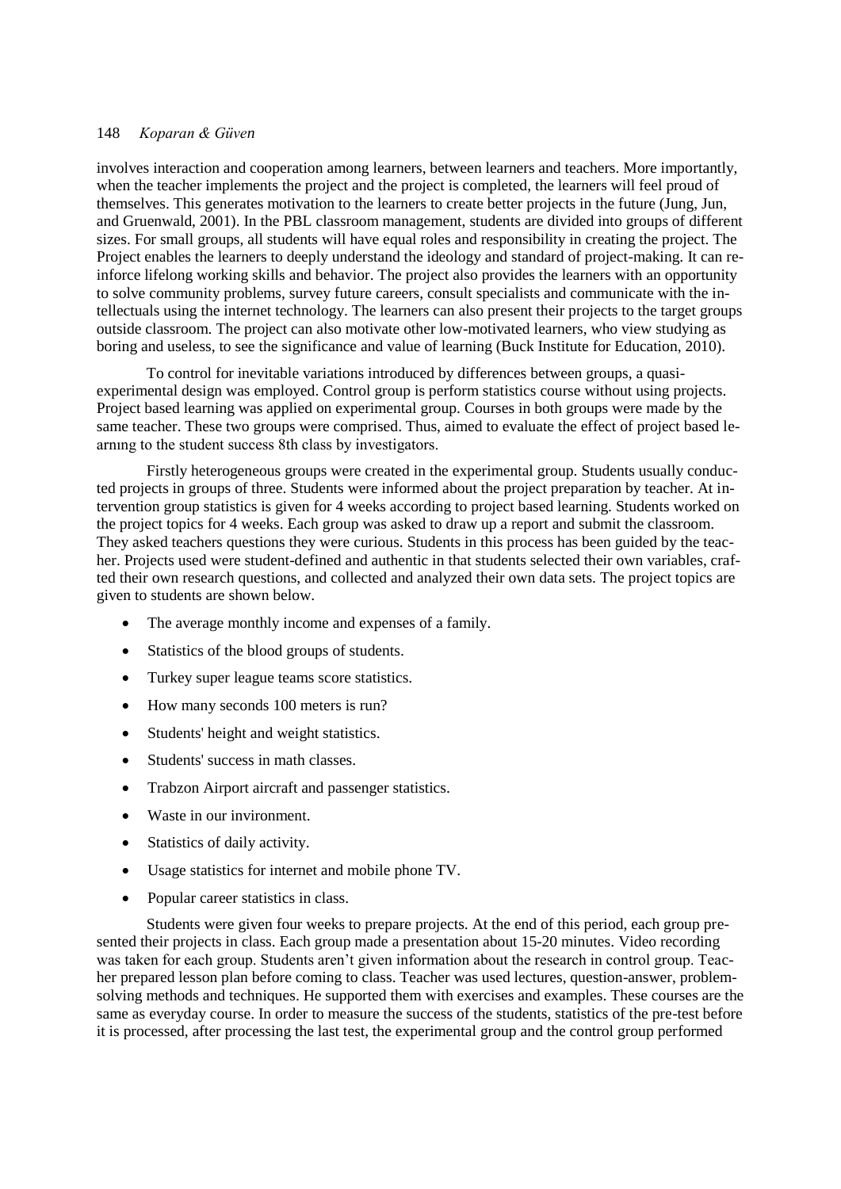involves interaction and cooperation among learners, between learners and teachers. More importantly, when the teacher implements the project and the project is completed, the learners will feel proud of themselves. This generates motivation to the learners to create better projects in the future (Jung, Jun, and Gruenwald, 2001). In the PBL classroom management, students are divided into groups of different sizes. For small groups, all students will have equal roles and responsibility in creating the project. The Project enables the learners to deeply understand the ideology and standard of project-making. It can reinforce lifelong working skills and behavior. The project also provides the learners with an opportunity to solve community problems, survey future careers, consult specialists and communicate with the intellectuals using the internet technology. The learners can also present their projects to the target groups outside classroom. The project can also motivate other low-motivated learners, who view studying as boring and useless, to see the significance and value of learning (Buck Institute for Education, 2010).

To control for inevitable variations introduced by differences between groups, a quasi-experimental design was employed. Control group is perform statistics course without using projects. Project based learning was applied on experimental group. Courses in both groups were made by the same teacher. These two groups were comprised. Thus, aimed to evaluate the effect of project based learnıng to the student success 8th class by investigators.

Firstly heterogeneous groups were created in the experimental group. Students usually conducted projects in groups of three. Students were informed about the project preparation by teacher. At intervention group statistics is given for 4 weeks according to project based learning. Students worked on the project topics for 4 weeks. Each group was asked to draw up a report and submit the classroom. They asked teachers questions they were curious. Students in this process has been guided by the teacher. Projects used were student-defined and authentic in that students selected their own variables, crafted their own research questions, and collected and analyzed their own data sets. The project topics are given to students are shown below.

- The average monthly income and expenses of a family.
- Statistics of the blood groups of students.
- Turkey super league teams score statistics.
- How many seconds 100 meters is run?
- Students' height and weight statistics.
- Students' success in math classes.
- Trabzon Airport aircraft and passenger statistics.
- Waste in our invironment.
- Statistics of daily activity.
- Usage statistics for internet and mobile phone TV.
- Popular career statistics in class.

Students were given four weeks to prepare projects. At the end of this period, each group presented their projects in class. Each group made a presentation about 15-20 minutes. Video recording was taken for each group. Students aren't given information about the research in control group. Teacher prepared lesson plan before coming to class. Teacher was used lectures, question-answer, problem-solving methods and techniques. He supported them with exercises and examples. These courses are the same as everyday course. In order to measure the success of the students, statistics of the pre-test before it is processed, after processing the last test, the experimental group and the control group performed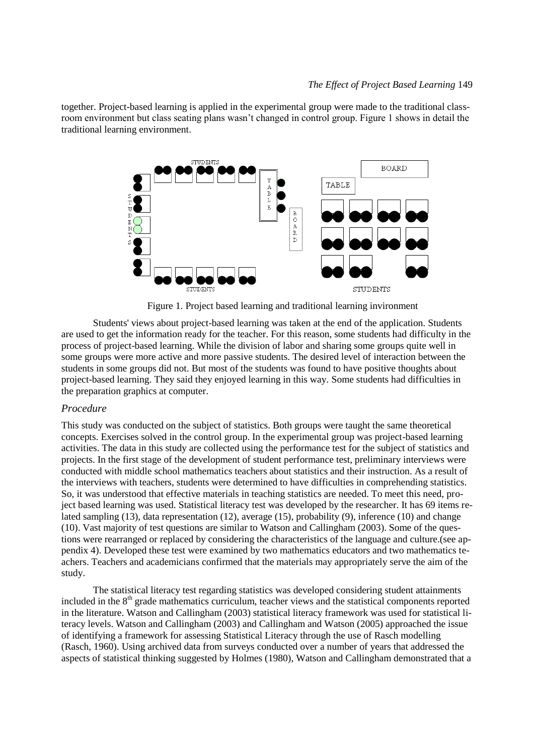together. Project-based learning is applied in the experimental group were made to the traditional classroom environment but class seating plans wasn't changed in control group. Figure 1 shows in detail the traditional learning environment.

Figure 1. Project based learning and traditional learning invironment

Students' views about project-based learning was taken at the end of the application. Students are used to get the information ready for the teacher. For this reason, some students had difficulty in the process of project-based learning. While the division of labor and sharing some groups quite well in some groups were more active and more passive students. The desired level of interaction between the students in some groups did not. But most of the students was found to have positive thoughts about project-based learning. They said they enjoyed learning in this way. Some students had difficulties in the preparation graphics at computer.

### *Procedure*

This study was conducted on the subject of statistics. Both groups were taught the same theoretical concepts. Exercises solved in the control group. In the experimental group was project-based learning activities. The data in this study are collected using the performance test for the subject of statistics and projects. In the first stage of the development of student performance test, preliminary interviews were conducted with middle school mathematics teachers about statistics and their instruction. As a result of the interviews with teachers, students were determined to have difficulties in comprehending statistics. So, it was understood that effective materials in teaching statistics are needed. To meet this need, project based learning was used. Statistical literacy test was developed by the researcher. It has 69 items related sampling (13), data representation (12), average (15), probability (9), inference (10) and change (10). Vast majority of test questions are similar to Watson and Callingham (2003). Some of the questions were rearranged or replaced by considering the characteristics of the language and culture.(see appendix 4). Developed these test were examined by two mathematics educators and two mathematics teachers. Teachers and academicians confirmed that the materials may appropriately serve the aim of the study.

The statistical literacy test regarding statistics was developed considering student attainments included in the 8[th] grade mathematics curriculum, teacher views and the statistical components reported in the literature. Watson and Callingham (2003) statistical literacy framework was used for statistical literacy levels. Watson and Callingham (2003) and Callingham and Watson (2005) approached the issue of identifying a framework for assessing Statistical Literacy through the use of Rasch modelling (Rasch, 1960). Using archived data from surveys conducted over a number of years that addressed the aspects of statistical thinking suggested by Holmes (1980), Watson and Callingham demonstrated that a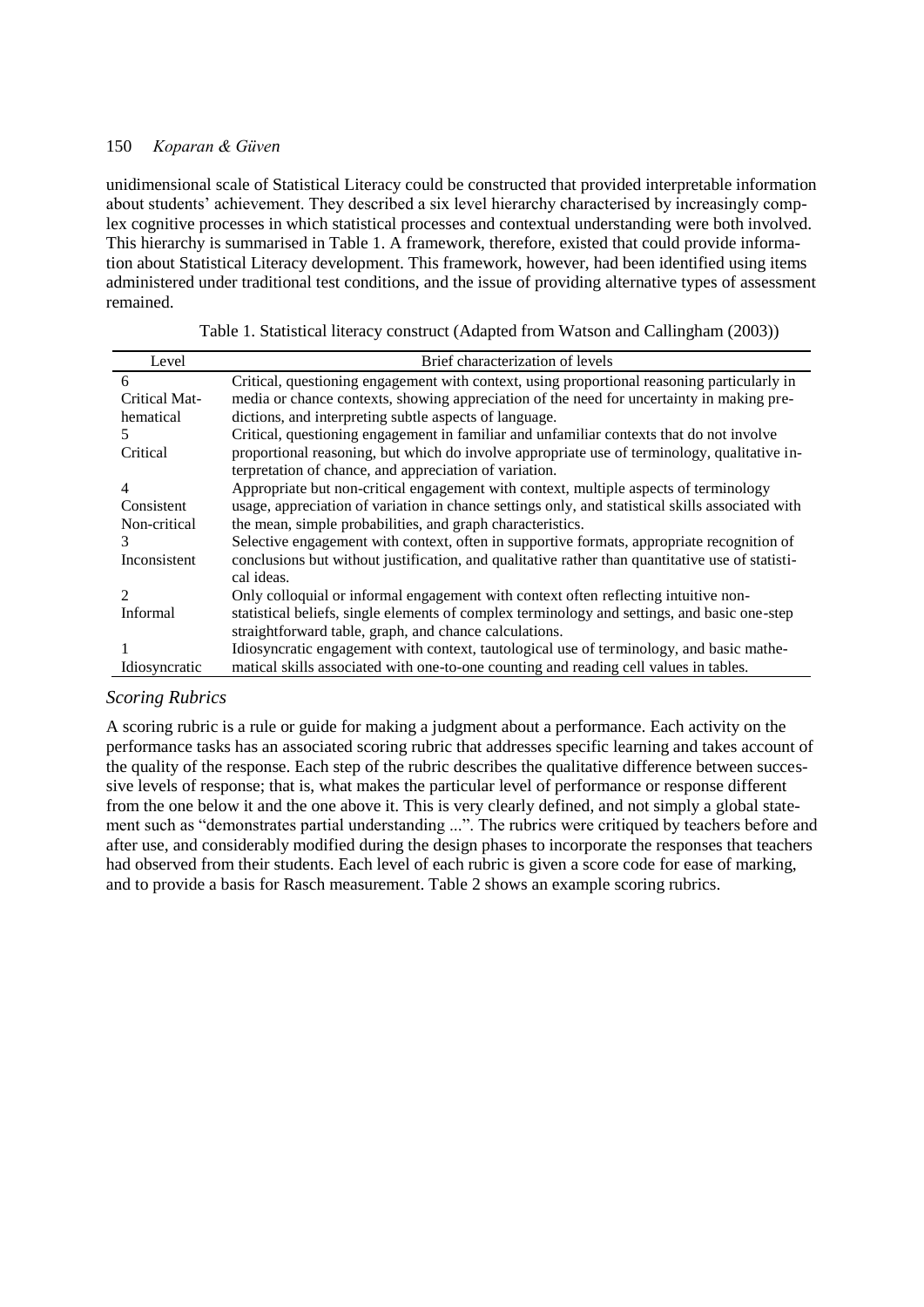unidimensional scale of Statistical Literacy could be constructed that provided interpretable information about students' achievement. They described a six level hierarchy characterised by increasingly complex cognitive processes in which statistical processes and contextual understanding were both involved. This hierarchy is summarised in Table 1. A framework, therefore, existed that could provide information about Statistical Literacy development. This framework, however, had been identified using items administered under traditional test conditions, and the issue of providing alternative types of assessment remained.

Table 1. Statistical literacy construct (Adapted from Watson and Callingham (2003))

| Level | Brief characterization of levels |
|---|---|
| 6 Critical Mathematical | Critical, questioning engagement with context, using proportional reasoning particularly in media or chance contexts, showing appreciation of the need for uncertainty in making predictions, and interpreting subtle aspects of language. |
| 5 Critical | Critical, questioning engagement in familiar and unfamiliar contexts that do not involve proportional reasoning, but which do involve appropriate use of terminology, qualitative interpretation of chance, and appreciation of variation. |
| 4 Consistent Non-critical | Appropriate but non-critical engagement with context, multiple aspects of terminology usage, appreciation of variation in chance settings only, and statistical skills associated with the mean, simple probabilities, and graph characteristics. |
| 3 Inconsistent | Selective engagement with context, often in supportive formats, appropriate recognition of conclusions but without justification, and qualitative rather than quantitative use of statistical ideas. |
| 2 Informal | Only colloquial or informal engagement with context often reflecting intuitive non-statistical beliefs, single elements of complex terminology and settings, and basic one-step straightforward table, graph, and chance calculations. |
| 1 Idiosyncratic | Idiosyncratic engagement with context, tautological use of terminology, and basic mathematical skills associated with one-to-one counting and reading cell values in tables. |

### *Scoring Rubrics*

A scoring rubric is a rule or guide for making a judgment about a performance. Each activity on the performance tasks has an associated scoring rubric that addresses specific learning and takes account of the quality of the response. Each step of the rubric describes the qualitative difference between successive levels of response; that is, what makes the particular level of performance or response different from the one below it and the one above it. This is very clearly defined, and not simply a global statement such as "demonstrates partial understanding ...". The rubrics were critiqued by teachers before and after use, and considerably modified during the design phases to incorporate the responses that teachers had observed from their students. Each level of each rubric is given a score code for ease of marking, and to provide a basis for Rasch measurement. Table 2 shows an example scoring rubrics.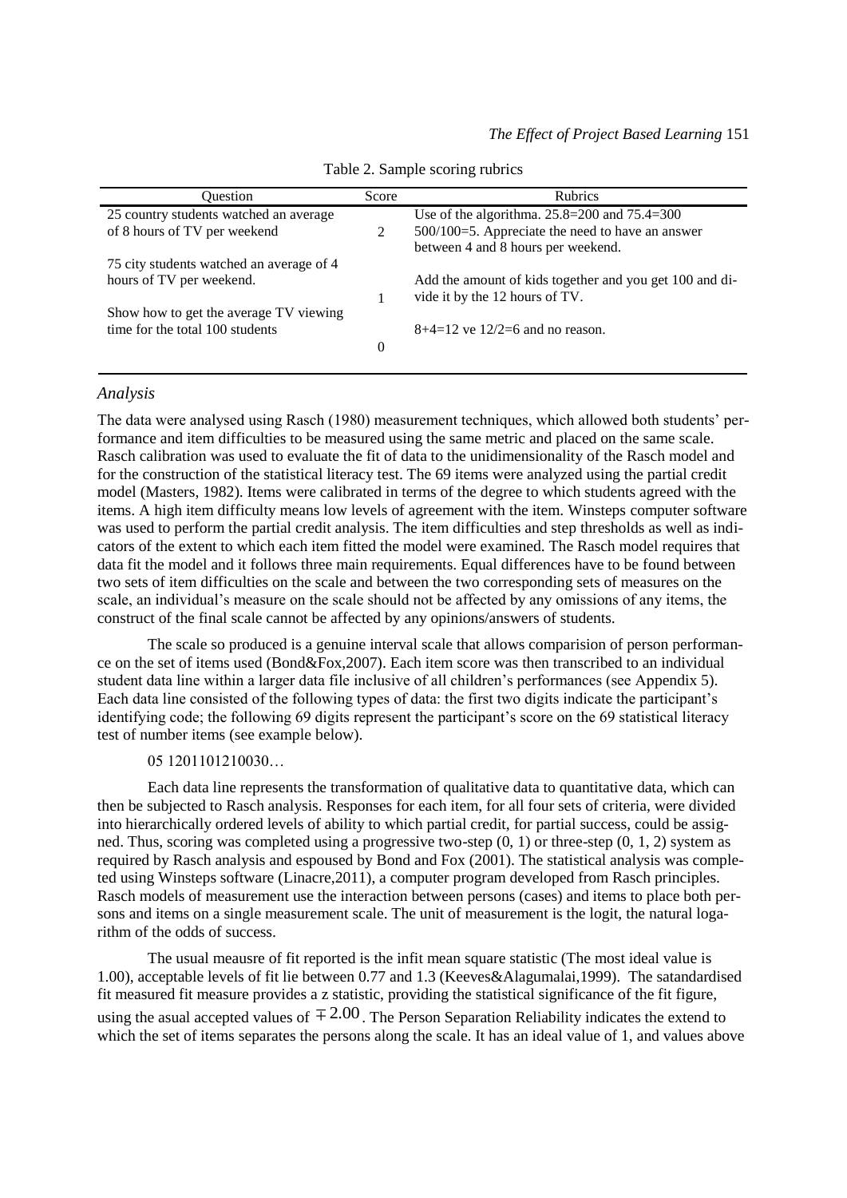Table 2. Sample scoring rubrics

| Question | Score | Rubrics |
|---|---|---|
| 25 country students watched an average of 8 hours of TV per weekend<br><br>75 city students watched an average of 4 hours of TV per weekend.<br><br>Show how to get the average TV viewing time for the total 100 students | 2 | Use of the algorithma. 25.8=200 and 75.4=300 500/100=5. Appreciate the need to have an answer between 4 and 8 hours per weekend. |
| | 1 | Add the amount of kids together and you get 100 and divide it by the 12 hours of TV. |
| | 0 | 8+4=12 ve 12/2=6 and no reason. |

### *Analysis*

The data were analysed using Rasch (1980) measurement techniques, which allowed both students' performance and item difficulties to be measured using the same metric and placed on the same scale. Rasch calibration was used to evaluate the fit of data to the unidimensionality of the Rasch model and for the construction of the statistical literacy test. The 69 items were analyzed using the partial credit model (Masters, 1982). Items were calibrated in terms of the degree to which students agreed with the items. A high item difficulty means low levels of agreement with the item. Winsteps computer software was used to perform the partial credit analysis. The item difficulties and step thresholds as well as indicators of the extent to which each item fitted the model were examined. The Rasch model requires that data fit the model and it follows three main requirements. Equal differences have to be found between two sets of item difficulties on the scale and between the two corresponding sets of measures on the scale, an individual's measure on the scale should not be affected by any omissions of any items, the construct of the final scale cannot be affected by any opinions/answers of students.

The scale so produced is a genuine interval scale that allows comparision of person performance on the set of items used (Bond&Fox,2007). Each item score was then transcribed to an individual student data line within a larger data file inclusive of all children's performances (see Appendix 5). Each data line consisted of the following types of data: the first two digits indicate the participant's identifying code; the following 69 digits represent the participant's score on the 69 statistical literacy test of number items (see example below).

05 1201101210030…

Each data line represents the transformation of qualitative data to quantitative data, which can then be subjected to Rasch analysis. Responses for each item, for all four sets of criteria, were divided into hierarchically ordered levels of ability to which partial credit, for partial success, could be assigned. Thus, scoring was completed using a progressive two-step (0, 1) or three-step (0, 1, 2) system as required by Rasch analysis and espoused by Bond and Fox (2001). The statistical analysis was completed using Winsteps software (Linacre,2011), a computer program developed from Rasch principles. Rasch models of measurement use the interaction between persons (cases) and items to place both persons and items on a single measurement scale. The unit of measurement is the logit, the natural logarithm of the odds of success.

The usual meausre of fit reported is the infit mean square statistic (The most ideal value is 1.00), acceptable levels of fit lie between 0.77 and 1.3 (Keeves&Alagumalai,1999). The satandardised fit measured fit measure provides a z statistic, providing the statistical significance of the fit figure, using the asual accepted values of $\mp 2.00$. The Person Separation Reliability indicates the extend to which the set of items separates the persons along the scale. It has an ideal value of 1, and values above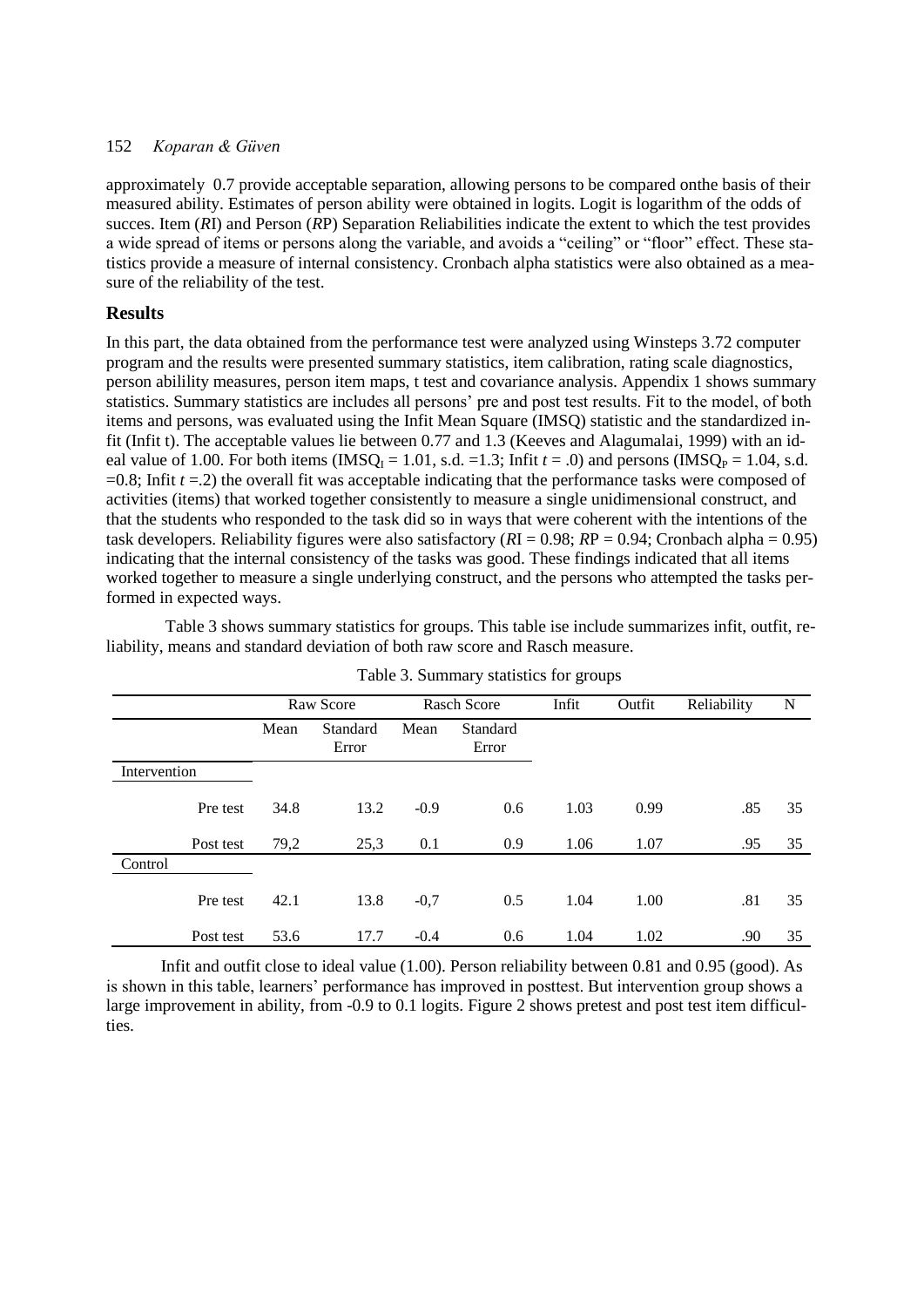approximately 0.7 provide acceptable separation, allowing persons to be compared onthe basis of their measured ability. Estimates of person ability were obtained in logits. Logit is logarithm of the odds of succes. Item (*R*I) and Person (*R*P) Separation Reliabilities indicate the extent to which the test provides a wide spread of items or persons along the variable, and avoids a "ceiling" or "floor" effect. These statistics provide a measure of internal consistency. Cronbach alpha statistics were also obtained as a measure of the reliability of the test.

## Results

In this part, the data obtained from the performance test were analyzed using Winsteps 3.72 computer program and the results were presented summary statistics, item calibration, rating scale diagnostics, person abilility measures, person item maps, t test and covariance analysis. Appendix 1 shows summary statistics. Summary statistics are includes all persons' pre and post test results. Fit to the model, of both items and persons, was evaluated using the Infit Mean Square (IMSQ) statistic and the standardized infit (Infit t). The acceptable values lie between 0.77 and 1.3 (Keeves and Alagumalai, 1999) with an ideal value of 1.00. For both items ($IMSQ_I = 1.01$, s.d. =1.3; Infit $t = .0$) and persons ($IMSQ_P = 1.04$, s.d. =0.8; Infit $t = .2$) the overall fit was acceptable indicating that the performance tasks were composed of activities (items) that worked together consistently to measure a single unidimensional construct, and that the students who responded to the task did so in ways that were coherent with the intentions of the task developers. Reliability figures were also satisfactory (*R*I = 0.98; *R*P = 0.94; Cronbach alpha = 0.95) indicating that the internal consistency of the tasks was good. These findings indicated that all items worked together to measure a single underlying construct, and the persons who attempted the tasks performed in expected ways.

Table 3 shows summary statistics for groups. This table ise include summarizes infit, outfit, reliability, means and standard deviation of both raw score and Rasch measure.

Table 3. Summary statistics for groups

| | Raw Score | | Rasch Score | | Infit | Outfit | Reliability | N |
|---|---|---|---|---|---|---|---|---|
| | Mean | Standard Error | Mean | Standard Error | | | | |
| Intervention | | | | | | | | |
| Pre test | 34.8 | 13.2 | -0.9 | 0.6 | 1.03 | 0.99 | .85 | 35 |
| Post test | 79,2 | 25,3 | 0.1 | 0.9 | 1.06 | 1.07 | .95 | 35 |
| Control | | | | | | | | |
| Pre test | 42.1 | 13.8 | -0,7 | 0.5 | 1.04 | 1.00 | .81 | 35 |
| Post test | 53.6 | 17.7 | -0.4 | 0.6 | 1.04 | 1.02 | .90 | 35 |

Infit and outfit close to ideal value (1.00). Person reliability between 0.81 and 0.95 (good). As is shown in this table, learners' performance has improved in posttest. But intervention group shows a large improvement in ability, from -0.9 to 0.1 logits. Figure 2 shows pretest and post test item difficulties.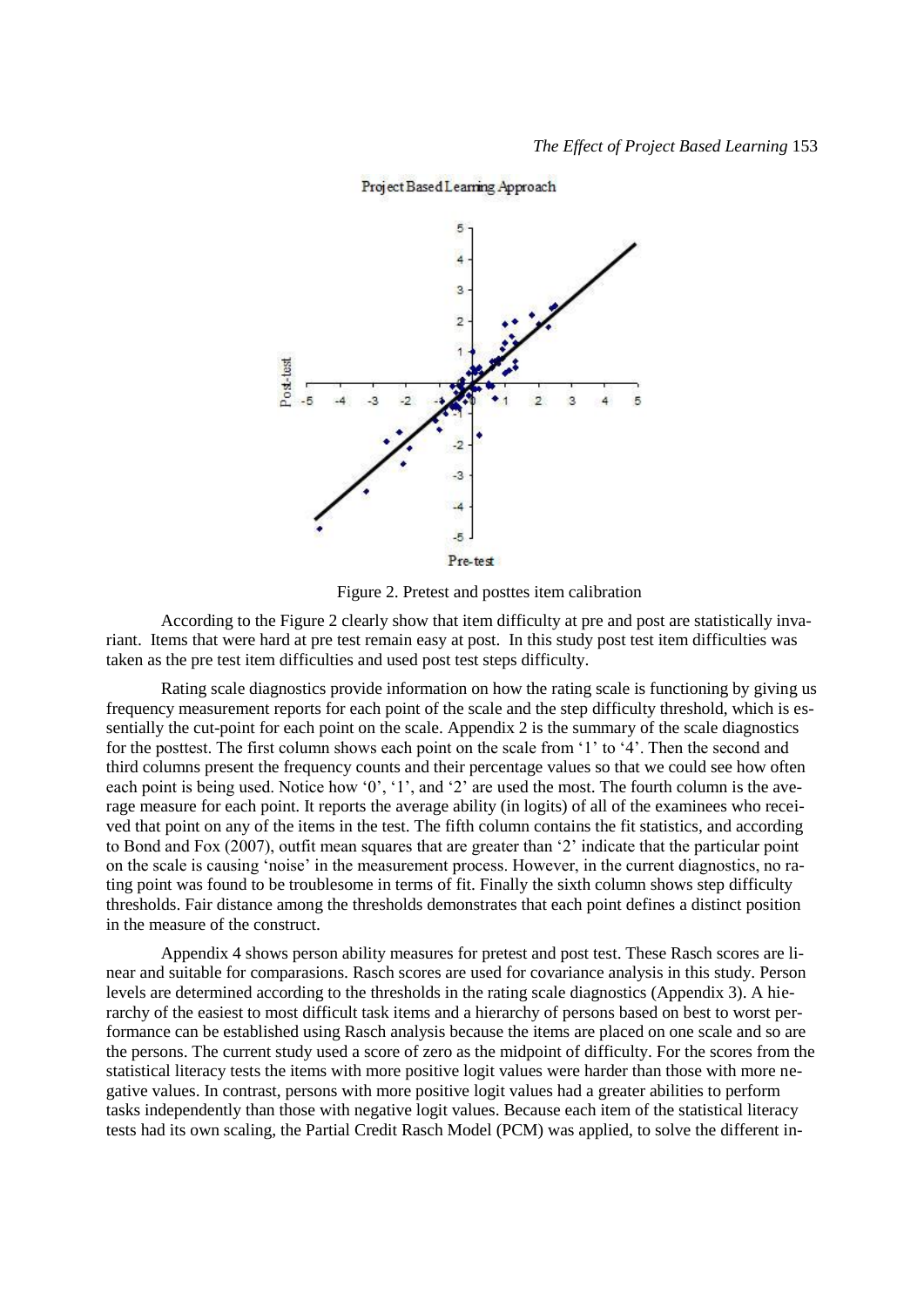Figure 2. Pretest and posttes item calibration

According to the Figure 2 clearly show that item difficulty at pre and post are statistically invariant. Items that were hard at pre test remain easy at post. In this study post test item difficulties was taken as the pre test item difficulties and used post test steps difficulty.

Rating scale diagnostics provide information on how the rating scale is functioning by giving us frequency measurement reports for each point of the scale and the step difficulty threshold, which is essentially the cut-point for each point on the scale. Appendix 2 is the summary of the scale diagnostics for the posttest. The first column shows each point on the scale from '1' to '4'. Then the second and third columns present the frequency counts and their percentage values so that we could see how often each point is being used. Notice how '0', '1', and '2' are used the most. The fourth column is the average measure for each point. It reports the average ability (in logits) of all of the examinees who received that point on any of the items in the test. The fifth column contains the fit statistics, and according to Bond and Fox (2007), outfit mean squares that are greater than '2' indicate that the particular point on the scale is causing 'noise' in the measurement process. However, in the current diagnostics, no rating point was found to be troublesome in terms of fit. Finally the sixth column shows step difficulty thresholds. Fair distance among the thresholds demonstrates that each point defines a distinct position in the measure of the construct.

Appendix 4 shows person ability measures for pretest and post test. These Rasch scores are linear and suitable for comparasions. Rasch scores are used for covariance analysis in this study. Person levels are determined according to the thresholds in the rating scale diagnostics (Appendix 3). A hierarchy of the easiest to most difficult task items and a hierarchy of persons based on best to worst performance can be established using Rasch analysis because the items are placed on one scale and so are the persons. The current study used a score of zero as the midpoint of difficulty. For the scores from the statistical literacy tests the items with more positive logit values were harder than those with more negative values. In contrast, persons with more positive logit values had a greater abilities to perform tasks independently than those with negative logit values. Because each item of the statistical literacy tests had its own scaling, the Partial Credit Rasch Model (PCM) was applied, to solve the different in-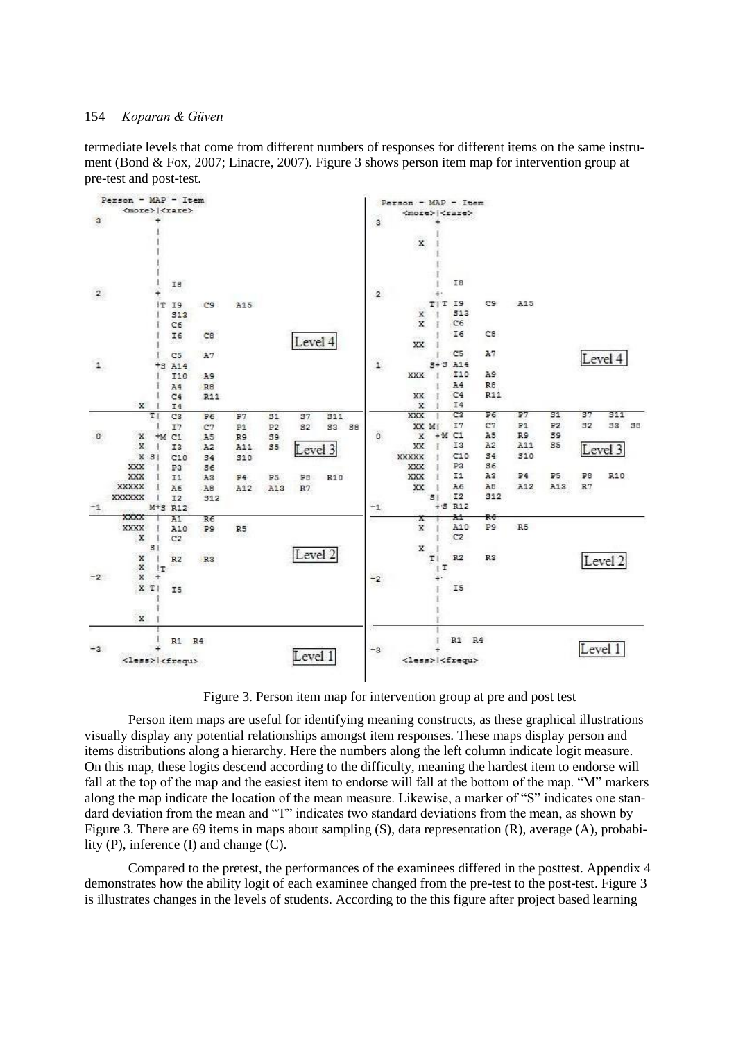termediate levels that come from different numbers of responses for different items on the same instrument (Bond & Fox, 2007; Linacre, 2007). Figure 3 shows person item map for intervention group at pre-test and post-test.

Figure 3. Person item map for intervention group at pre and post test

Person item maps are useful for identifying meaning constructs, as these graphical illustrations visually display any potential relationships amongst item responses. These maps display person and items distributions along a hierarchy. Here the numbers along the left column indicate logit measure. On this map, these logits descend according to the difficulty, meaning the hardest item to endorse will fall at the top of the map and the easiest item to endorse will fall at the bottom of the map. "M" markers along the map indicate the location of the mean measure. Likewise, a marker of "S" indicates one standard deviation from the mean and "T" indicates two standard deviations from the mean, as shown by Figure 3. There are 69 items in maps about sampling (S), data representation (R), average (A), probability (P), inference (I) and change (C).

Compared to the pretest, the performances of the examinees differed in the posttest. Appendix 4 demonstrates how the ability logit of each examinee changed from the pre-test to the post-test. Figure 3 is illustrates changes in the levels of students. According to the this figure after project based learning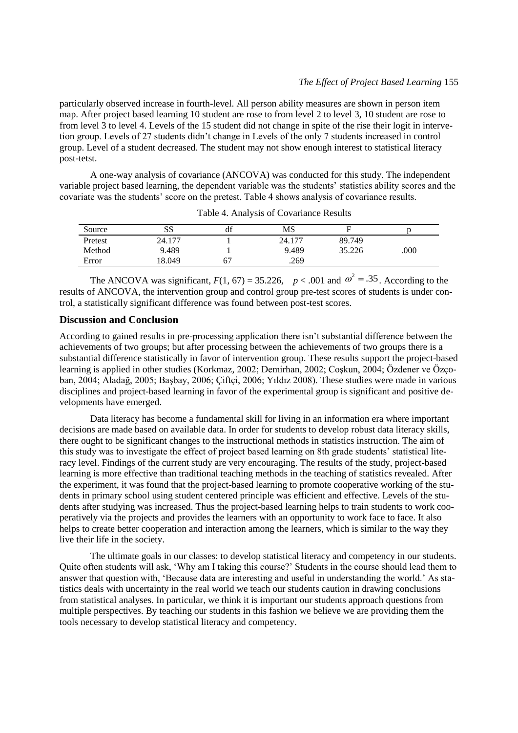particularly observed increase in fourth-level. All person ability measures are shown in person item map. After project based learning 10 student are rose to from level 2 to level 3, 10 student are rose to from level 3 to level 4. Levels of the 15 student did not change in spite of the rise their logit in intervention group. Levels of 27 students didn't change in Levels of the only 7 students increased in control group. Level of a student decreased. The student may not show enough interest to statistical literacy post-tetst.

A one-way analysis of covariance (ANCOVA) was conducted for this study. The independent variable project based learning, the dependent variable was the students' statistics ability scores and the covariate was the students' score on the pretest. Table 4 shows analysis of covariance results.

Table 4. Analysis of Covariance Results

| Source | SS | df | MS | F | p |
|---|---|---|---|---|---|
| Pretest | 24.177 | 1 | 24.177 | 89.749 | |
| Method | 9.489 | 1 | 9.489 | 35.226 | .000 |
| Error | 18.049 | 67 | .269 | | |

The ANCOVA was significant, $F(1, 67) = 35.226$, $p < .001$ and $\omega^2 = .35$. According to the results of ANCOVA, the intervention group and control group pre-test scores of students is under control, a statistically significant difference was found between post-test scores.

## Discussion and Conclusion

According to gained results in pre-processing application there isn't substantial difference between the achievements of two groups; but after processing between the achievements of two groups there is a substantial difference statistically in favor of intervention group. These results support the project-based learning is applied in other studies (Korkmaz, 2002; Demirhan, 2002; Coşkun, 2004; Özdener ve Özçoban, 2004; Aladağ, 2005; Başbay, 2006; Çiftçi, 2006; Yıldız 2008). These studies were made in various disciplines and project-based learning in favor of the experimental group is significant and positive developments have emerged.

Data literacy has become a fundamental skill for living in an information era where important decisions are made based on available data. In order for students to develop robust data literacy skills, there ought to be significant changes to the instructional methods in statistics instruction. The aim of this study was to investigate the effect of project based learning on 8th grade students' statistical literacy level. Findings of the current study are very encouraging. The results of the study, project-based learning is more effective than traditional teaching methods in the teaching of statistics revealed. After the experiment, it was found that the project-based learning to promote cooperative working of the students in primary school using student centered principle was efficient and effective. Levels of the students after studying was increased. Thus the project-based learning helps to train students to work cooperatively via the projects and provides the learners with an opportunity to work face to face. It also helps to create better cooperation and interaction among the learners, which is similar to the way they live their life in the society.

The ultimate goals in our classes: to develop statistical literacy and competency in our students. Quite often students will ask, 'Why am I taking this course?' Students in the course should lead them to answer that question with, 'Because data are interesting and useful in understanding the world.' As statistics deals with uncertainty in the real world we teach our students caution in drawing conclusions from statistical analyses. In particular, we think it is important our students approach questions from multiple perspectives. By teaching our students in this fashion we believe we are providing them the tools necessary to develop statistical literacy and competency.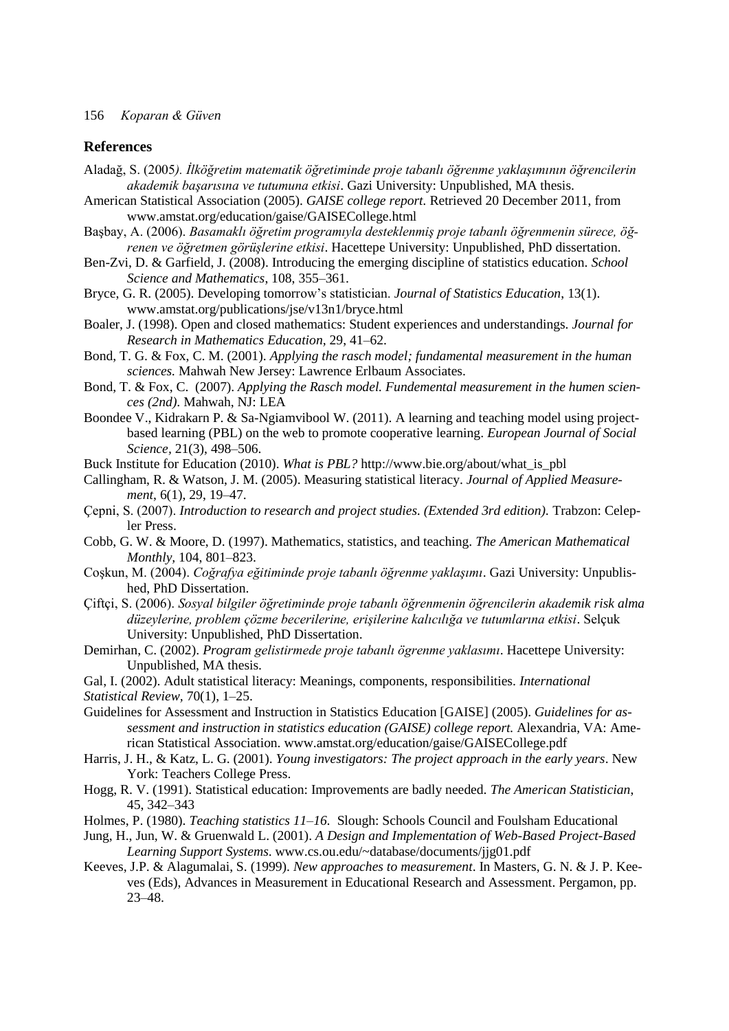## References

Aladağ, S. (2005*). İlköğretim matematik öğretiminde proje tabanlı öğrenme yaklaşımının öğrencilerin akademik başarısına ve tutumuna etkisi*. Gazi University: Unpublished, MA thesis.

American Statistical Association (2005). *GAISE college report.* Retrieved 20 December 2011, from www.amstat.org/education/gaise/GAISECollege.html

Başbay, A. (2006). *Basamaklı öğretim programıyla desteklenmiş proje tabanlı öğrenmenin sürece, öğrenen ve öğretmen görüşlerine etkisi*. Hacettepe University: Unpublished, PhD dissertation.

Ben-Zvi, D. & Garfield, J. (2008). Introducing the emerging discipline of statistics education. *School Science and Mathematics*, 108, 355–361.

Bryce, G. R. (2005). Developing tomorrow's statistician. *Journal of Statistics Education*, 13(1). www.amstat.org/publications/jse/v13n1/bryce.html

Boaler, J. (1998). Open and closed mathematics: Student experiences and understandings. *Journal for Research in Mathematics Education*, 29, 41–62.

Bond, T. G. & Fox, C. M. (2001). *Applying the rasch model; fundamental measurement in the human sciences.* Mahwah New Jersey: Lawrence Erlbaum Associates.

Bond, T. & Fox, C. (2007). *Applying the Rasch model. Fundemental measurement in the humen sciences (2nd)*. Mahwah, NJ: LEA

Boondee V., Kidrakarn P. & Sa-Ngiamvibool W. (2011). A learning and teaching model using project-based learning (PBL) on the web to promote cooperative learning. *European Journal of Social Science*, 21(3), 498–506.

Buck Institute for Education (2010). *What is PBL?* http://www.bie.org/about/what_is_pbl

Callingham, R. & Watson, J. M. (2005). Measuring statistical literacy. *Journal of Applied Measurement*, 6(1), 29, 19–47.

Çepni, S. (2007). *Introduction to research and project studies. (Extended 3rd edition).* Trabzon: Celepler Press.

Cobb, G. W. & Moore, D. (1997). Mathematics, statistics, and teaching. *The American Mathematical Monthly*, 104, 801–823.

Coşkun, M. (2004). *Coğrafya eğitiminde proje tabanlı öğrenme yaklaşımı*. Gazi University: Unpublished, PhD Dissertation.

Çiftçi, S. (2006). *Sosyal bilgiler öğretiminde proje tabanlı öğrenmenin öğrencilerin akademik risk alma düzeylerine, problem çözme becerilerine, erişilerine kalıcılığa ve tutumlarına etkisi*. Selçuk University: Unpublished, PhD Dissertation.

Demirhan, C. (2002). *Program gelistirmede proje tabanlı ögrenme yaklasımı*. Hacettepe University: Unpublished, MA thesis.

Gal, I. (2002). Adult statistical literacy: Meanings, components, responsibilities. *International Statistical Review*, 70(1), 1–25.

Guidelines for Assessment and Instruction in Statistics Education [GAISE] (2005). *Guidelines for assessment and instruction in statistics education (GAISE) college report.* Alexandria, VA: American Statistical Association. www.amstat.org/education/gaise/GAISECollege.pdf

Harris, J. H., & Katz, L. G. (2001). *Young investigators: The project approach in the early years*. New York: Teachers College Press.

Hogg, R. V. (1991). Statistical education: Improvements are badly needed. *The American Statistician*, 45, 342–343

Holmes, P. (1980). *Teaching statistics 11–16.* Slough: Schools Council and Foulsham Educational

Jung, H., Jun, W. & Gruenwald L. (2001). *A Design and Implementation of Web-Based Project-Based Learning Support Systems*. www.cs.ou.edu/~database/documents/jjg01.pdf

Keeves, J.P. & Alagumalai, S. (1999). *New approaches to measurement*. In Masters, G. N. & J. P. Keeves (Eds), Advances in Measurement in Educational Research and Assessment. Pergamon, pp. 23–48.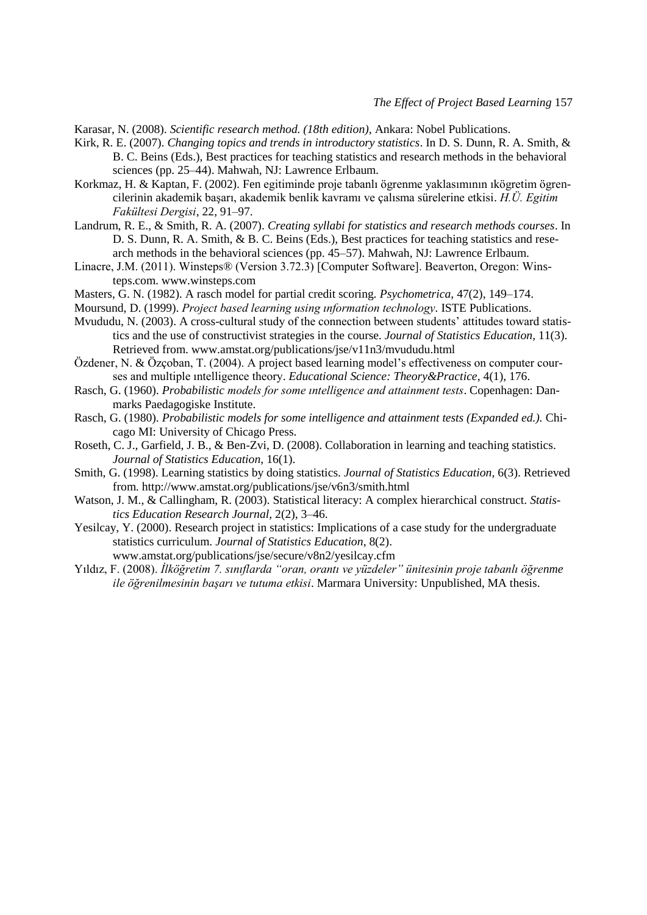Karasar, N. (2008). *Scientific research method. (18th edition),* Ankara: Nobel Publications.

Kirk, R. E. (2007). *Changing topics and trends in introductory statistics*. In D. S. Dunn, R. A. Smith, & B. C. Beins (Eds.), Best practices for teaching statistics and research methods in the behavioral sciences (pp. 25–44). Mahwah, NJ: Lawrence Erlbaum.

Korkmaz, H. & Kaptan, F. (2002). Fen egitiminde proje tabanlı ögrenme yaklasımının ıkögretim ögrencilerinin akademik başarı, akademik benlik kavramı ve çalısma sürelerine etkisi. *H.Ü. Egitim Fakültesi Dergisi*, 22, 91–97.

Landrum, R. E., & Smith, R. A. (2007). *Creating syllabi for statistics and research methods courses*. In D. S. Dunn, R. A. Smith, & B. C. Beins (Eds.), Best practices for teaching statistics and research methods in the behavioral sciences (pp. 45–57). Mahwah, NJ: Lawrence Erlbaum.

Linacre, J.M. (2011). Winsteps® (Version 3.72.3) [Computer Software]. Beaverton, Oregon: Winsteps.com. www.winsteps.com

Masters, G. N. (1982). A rasch model for partial credit scoring. *Psychometrica*, 47(2), 149–174.

Moursund, D. (1999). *Project based learning using ınformation technology*. ISTE Publications.

Mvududu, N. (2003). A cross-cultural study of the connection between students' attitudes toward statistics and the use of constructivist strategies in the course. *Journal of Statistics Education*, 11(3). Retrieved from. www.amstat.org/publications/jse/v11n3/mvududu.html

Özdener, N. & Özçoban, T. (2004). A project based learning model's effectiveness on computer courses and multiple ıntelligence theory. *Educational Science: Theory&Practice*, 4(1), 176.

Rasch, G. (1960). *Probabilistic models for some ıntelligence and attainment tests*. Copenhagen: Danmarks Paedagogiske Institute.

Rasch, G. (1980). *Probabilistic models for some intelligence and attainment tests (Expanded ed.).* Chicago MI: University of Chicago Press.

Roseth, C. J., Garfield, J. B., & Ben-Zvi, D. (2008). Collaboration in learning and teaching statistics. *Journal of Statistics Education*, 16(1).

Smith, G. (1998). Learning statistics by doing statistics. *Journal of Statistics Education*, 6(3). Retrieved from. http://www.amstat.org/publications/jse/v6n3/smith.html

Watson, J. M., & Callingham, R. (2003). Statistical literacy: A complex hierarchical construct. *Statistics Education Research Journal*, 2(2), 3–46.

Yesilcay, Y. (2000). Research project in statistics: Implications of a case study for the undergraduate statistics curriculum. *Journal of Statistics Education*, 8(2). www.amstat.org/publications/jse/secure/v8n2/yesilcay.cfm

Yıldız, F. (2008). *İlköğretim 7. sınıflarda "oran, orantı ve yüzdeler" ünitesinin proje tabanlı öğrenme ile öğrenilmesinin başarı ve tutuma etkisi*. Marmara University: Unpublished, MA thesis.